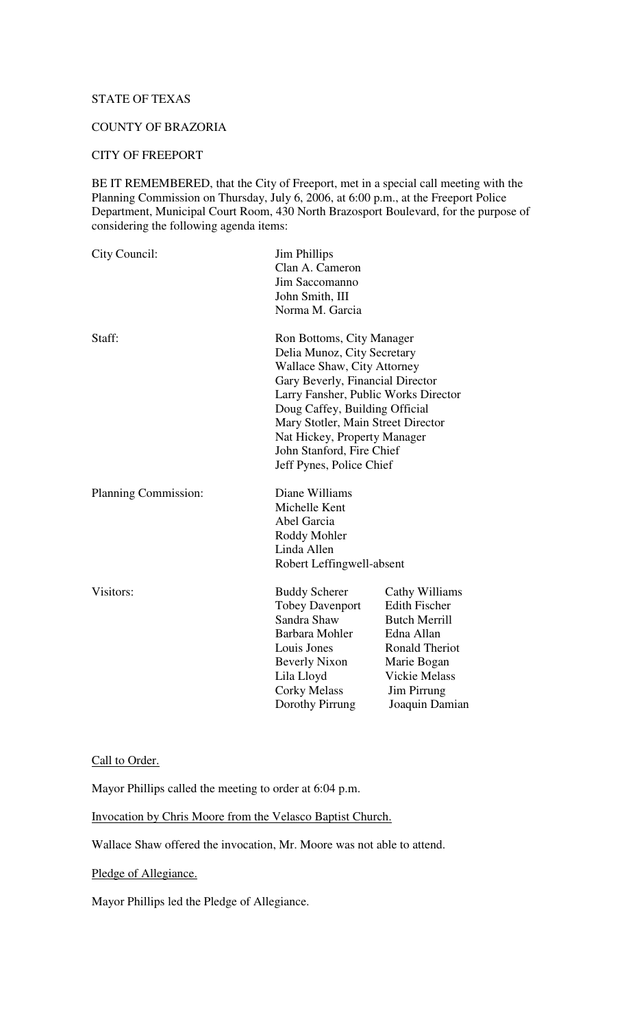STATE OF TEXAS

COUNTY OF BRAZORIA

CITY OF FREEPORT

BE IT REMEMBERED, that the City of Freeport, met in a special call meeting with the Planning Commission on Thursday, July 6, 2006, at 6:00 p.m., at the Freeport Police Department, Municipal Court Room, 430 North Brazosport Boulevard, for the purpose of considering the following agenda items:

| | | |
|---|---|---|
| City Council: | Jim Phillips | |
| | Clan A. Cameron | |
| | Jim Saccomanno | |
| | John Smith, III | |
| | Norma M. Garcia | |
| Staff: | Ron Bottoms, City Manager | |
| | Delia Munoz, City Secretary | |
| | Wallace Shaw, City Attorney | |
| | Gary Beverly, Financial Director | |
| | Larry Fansher, Public Works Director | |
| | Doug Caffey, Building Official | |
| | Mary Stotler, Main Street Director | |
| | Nat Hickey, Property Manager | |
| | John Stanford, Fire Chief | |
| | Jeff Pynes, Police Chief | |
| Planning Commission: | Diane Williams | |
| | Michelle Kent | |
| | Abel Garcia | |
| | Roddy Mohler | |
| | Linda Allen | |
| | Robert Leffingwell-absent | |
| Visitors: | Buddy Scherer | Cathy Williams |
| | Tobey Davenport | Edith Fischer |
| | Sandra Shaw | Butch Merrill |
| | Barbara Mohler | Edna Allan |
| | Louis Jones | Ronald Theriot |
| | Beverly Nixon | Marie Bogan |
| | Lila Lloyd | Vickie Melass |
| | Corky Melass | Jim Pirrung |
| | Dorothy Pirrung | Joaquin Damian |

Call to Order.

Mayor Phillips called the meeting to order at 6:04 p.m.

Invocation by Chris Moore from the Velasco Baptist Church.

Wallace Shaw offered the invocation, Mr. Moore was not able to attend.

Pledge of Allegiance.

Mayor Phillips led the Pledge of Allegiance.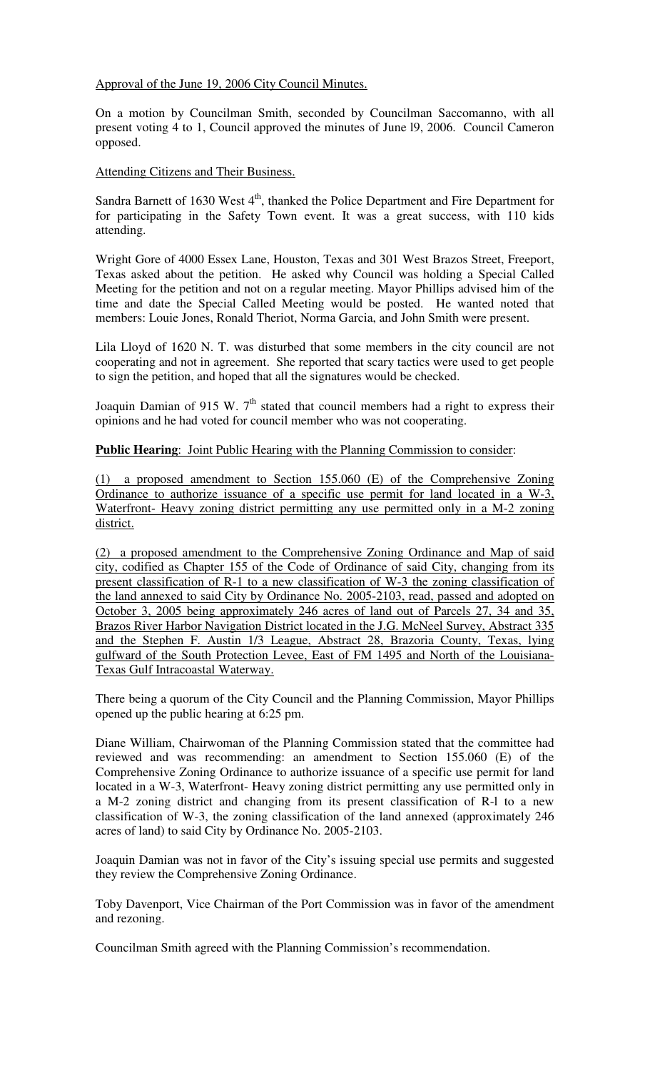<u>Approval of the June 19, 2006 City Council Minutes.</u>

On a motion by Councilman Smith, seconded by Councilman Saccomanno, with all present voting 4 to 1, Council approved the minutes of June l9, 2006. Council Cameron opposed.

<u>Attending Citizens and Their Business.</u>

Sandra Barnett of 1630 West 4th, thanked the Police Department and Fire Department for for participating in the Safety Town event. It was a great success, with 110 kids attending.

Wright Gore of 4000 Essex Lane, Houston, Texas and 301 West Brazos Street, Freeport, Texas asked about the petition. He asked why Council was holding a Special Called Meeting for the petition and not on a regular meeting. Mayor Phillips advised him of the time and date the Special Called Meeting would be posted. He wanted noted that members: Louie Jones, Ronald Theriot, Norma Garcia, and John Smith were present.

Lila Lloyd of 1620 N. T. was disturbed that some members in the city council are not cooperating and not in agreement. She reported that scary tactics were used to get people to sign the petition, and hoped that all the signatures would be checked.

Joaquin Damian of 915 W. 7th stated that council members had a right to express their opinions and he had voted for council member who was not cooperating.

**<u>Public Hearing</u>**: Joint Public Hearing with the Planning Commission to consider:

<u>(1) a proposed amendment to Section 155.060 (E) of the Comprehensive Zoning Ordinance to authorize issuance of a specific use permit for land located in a W-3, Waterfront- Heavy zoning district permitting any use permitted only in a M-2 zoning district.</u>

<u>(2) a proposed amendment to the Comprehensive Zoning Ordinance and Map of said city, codified as Chapter 155 of the Code of Ordinance of said City, changing from its present classification of R-1 to a new classification of W-3 the zoning classification of the land annexed to said City by Ordinance No. 2005-2103, read, passed and adopted on October 3, 2005 being approximately 246 acres of land out of Parcels 27, 34 and 35, Brazos River Harbor Navigation District located in the J.G. McNeel Survey, Abstract 335 and the Stephen F. Austin 1/3 League, Abstract 28, Brazoria County, Texas, lying gulfward of the South Protection Levee, East of FM 1495 and North of the Louisiana-Texas Gulf Intracoastal Waterway.</u>

There being a quorum of the City Council and the Planning Commission, Mayor Phillips opened up the public hearing at 6:25 pm.

Diane William, Chairwoman of the Planning Commission stated that the committee had reviewed and was recommending: an amendment to Section 155.060 (E) of the Comprehensive Zoning Ordinance to authorize issuance of a specific use permit for land located in a W-3, Waterfront- Heavy zoning district permitting any use permitted only in a M-2 zoning district and changing from its present classification of R-l to a new classification of W-3, the zoning classification of the land annexed (approximately 246 acres of land) to said City by Ordinance No. 2005-2103.

Joaquin Damian was not in favor of the City's issuing special use permits and suggested they review the Comprehensive Zoning Ordinance.

Toby Davenport, Vice Chairman of the Port Commission was in favor of the amendment and rezoning.

Councilman Smith agreed with the Planning Commission's recommendation.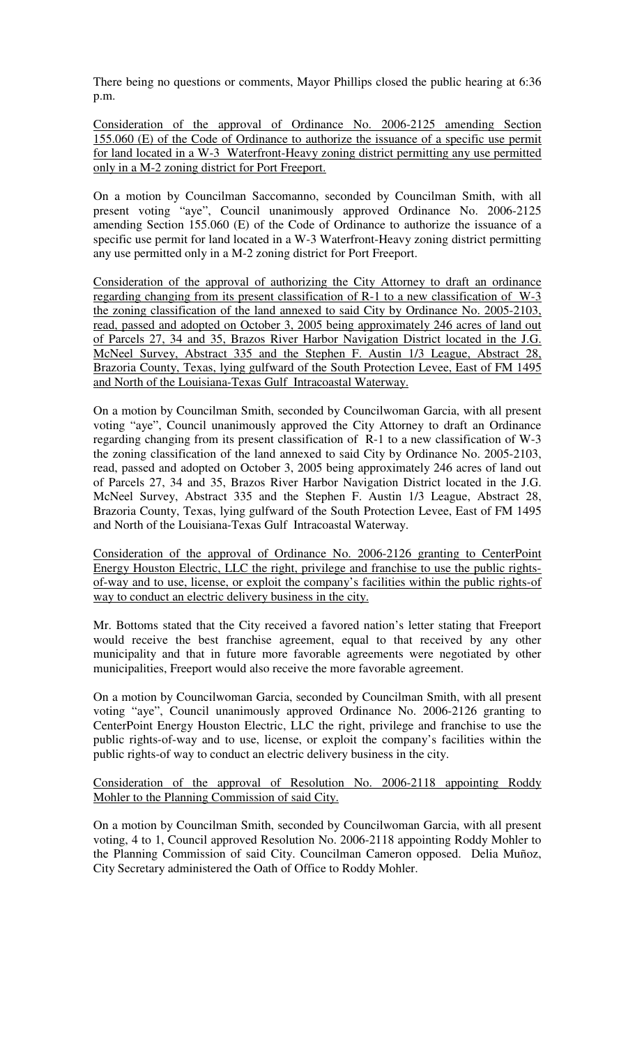There being no questions or comments, Mayor Phillips closed the public hearing at 6:36 p.m.

Consideration of the approval of Ordinance No. 2006-2125 amending Section 155.060 (E) of the Code of Ordinance to authorize the issuance of a specific use permit for land located in a W-3 Waterfront-Heavy zoning district permitting any use permitted only in a M-2 zoning district for Port Freeport.

On a motion by Councilman Saccomanno, seconded by Councilman Smith, with all present voting "aye", Council unanimously approved Ordinance No. 2006-2125 amending Section 155.060 (E) of the Code of Ordinance to authorize the issuance of a specific use permit for land located in a W-3 Waterfront-Heavy zoning district permitting any use permitted only in a M-2 zoning district for Port Freeport.

Consideration of the approval of authorizing the City Attorney to draft an ordinance regarding changing from its present classification of R-1 to a new classification of W-3 the zoning classification of the land annexed to said City by Ordinance No. 2005-2103, read, passed and adopted on October 3, 2005 being approximately 246 acres of land out of Parcels 27, 34 and 35, Brazos River Harbor Navigation District located in the J.G. McNeel Survey, Abstract 335 and the Stephen F. Austin 1/3 League, Abstract 28, Brazoria County, Texas, lying gulfward of the South Protection Levee, East of FM 1495 and North of the Louisiana-Texas Gulf Intracoastal Waterway.

On a motion by Councilman Smith, seconded by Councilwoman Garcia, with all present voting "aye", Council unanimously approved the City Attorney to draft an Ordinance regarding changing from its present classification of R-1 to a new classification of W-3 the zoning classification of the land annexed to said City by Ordinance No. 2005-2103, read, passed and adopted on October 3, 2005 being approximately 246 acres of land out of Parcels 27, 34 and 35, Brazos River Harbor Navigation District located in the J.G. McNeel Survey, Abstract 335 and the Stephen F. Austin 1/3 League, Abstract 28, Brazoria County, Texas, lying gulfward of the South Protection Levee, East of FM 1495 and North of the Louisiana-Texas Gulf Intracoastal Waterway.

Consideration of the approval of Ordinance No. 2006-2126 granting to CenterPoint Energy Houston Electric, LLC the right, privilege and franchise to use the public rights-of-way and to use, license, or exploit the company's facilities within the public rights-of way to conduct an electric delivery business in the city.

Mr. Bottoms stated that the City received a favored nation's letter stating that Freeport would receive the best franchise agreement, equal to that received by any other municipality and that in future more favorable agreements were negotiated by other municipalities, Freeport would also receive the more favorable agreement.

On a motion by Councilwoman Garcia, seconded by Councilman Smith, with all present voting "aye", Council unanimously approved Ordinance No. 2006-2126 granting to CenterPoint Energy Houston Electric, LLC the right, privilege and franchise to use the public rights-of-way and to use, license, or exploit the company's facilities within the public rights-of way to conduct an electric delivery business in the city.

Consideration of the approval of Resolution No. 2006-2118 appointing Roddy Mohler to the Planning Commission of said City.

On a motion by Councilman Smith, seconded by Councilwoman Garcia, with all present voting, 4 to 1, Council approved Resolution No. 2006-2118 appointing Roddy Mohler to the Planning Commission of said City. Councilman Cameron opposed. Delia Muñoz, City Secretary administered the Oath of Office to Roddy Mohler.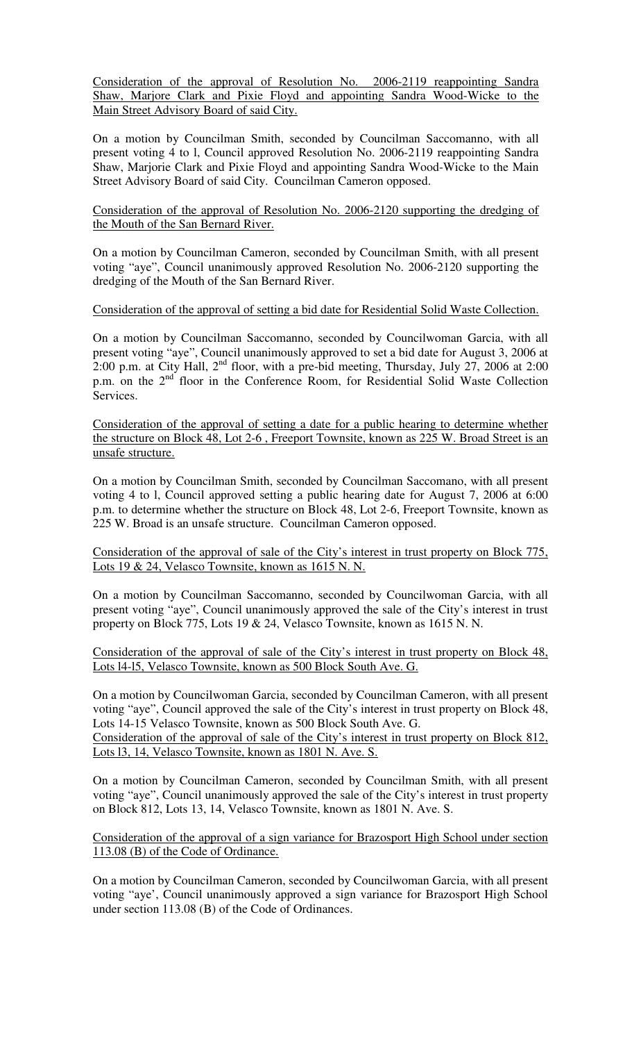Consideration of the approval of Resolution No. 2006-2119 reappointing Sandra Shaw, Marjore Clark and Pixie Floyd and appointing Sandra Wood-Wicke to the Main Street Advisory Board of said City.

On a motion by Councilman Smith, seconded by Councilman Saccomanno, with all present voting 4 to l, Council approved Resolution No. 2006-2119 reappointing Sandra Shaw, Marjorie Clark and Pixie Floyd and appointing Sandra Wood-Wicke to the Main Street Advisory Board of said City. Councilman Cameron opposed.

Consideration of the approval of Resolution No. 2006-2120 supporting the dredging of the Mouth of the San Bernard River.

On a motion by Councilman Cameron, seconded by Councilman Smith, with all present voting "aye", Council unanimously approved Resolution No. 2006-2120 supporting the dredging of the Mouth of the San Bernard River.

Consideration of the approval of setting a bid date for Residential Solid Waste Collection.

On a motion by Councilman Saccomanno, seconded by Councilwoman Garcia, with all present voting "aye", Council unanimously approved to set a bid date for August 3, 2006 at 2:00 p.m. at City Hall, 2nd floor, with a pre-bid meeting, Thursday, July 27, 2006 at 2:00 p.m. on the 2nd floor in the Conference Room, for Residential Solid Waste Collection Services.

Consideration of the approval of setting a date for a public hearing to determine whether the structure on Block 48, Lot 2-6 , Freeport Townsite, known as 225 W. Broad Street is an unsafe structure.

On a motion by Councilman Smith, seconded by Councilman Saccomano, with all present voting 4 to l, Council approved setting a public hearing date for August 7, 2006 at 6:00 p.m. to determine whether the structure on Block 48, Lot 2-6, Freeport Townsite, known as 225 W. Broad is an unsafe structure. Councilman Cameron opposed.

Consideration of the approval of sale of the City's interest in trust property on Block 775, Lots 19 & 24, Velasco Townsite, known as 1615 N. N.

On a motion by Councilman Saccomanno, seconded by Councilwoman Garcia, with all present voting "aye", Council unanimously approved the sale of the City's interest in trust property on Block 775, Lots 19 & 24, Velasco Townsite, known as 1615 N. N.

Consideration of the approval of sale of the City's interest in trust property on Block 48, Lots l4-l5, Velasco Townsite, known as 500 Block South Ave. G.

On a motion by Councilwoman Garcia, seconded by Councilman Cameron, with all present voting "aye", Council approved the sale of the City's interest in trust property on Block 48, Lots 14-15 Velasco Townsite, known as 500 Block South Ave. G.

Consideration of the approval of sale of the City's interest in trust property on Block 812, Lots l3, 14, Velasco Townsite, known as 1801 N. Ave. S.

On a motion by Councilman Cameron, seconded by Councilman Smith, with all present voting "aye", Council unanimously approved the sale of the City's interest in trust property on Block 812, Lots 13, 14, Velasco Townsite, known as 1801 N. Ave. S.

Consideration of the approval of a sign variance for Brazosport High School under section 113.08 (B) of the Code of Ordinance.

On a motion by Councilman Cameron, seconded by Councilwoman Garcia, with all present voting "aye', Council unanimously approved a sign variance for Brazosport High School under section 113.08 (B) of the Code of Ordinances.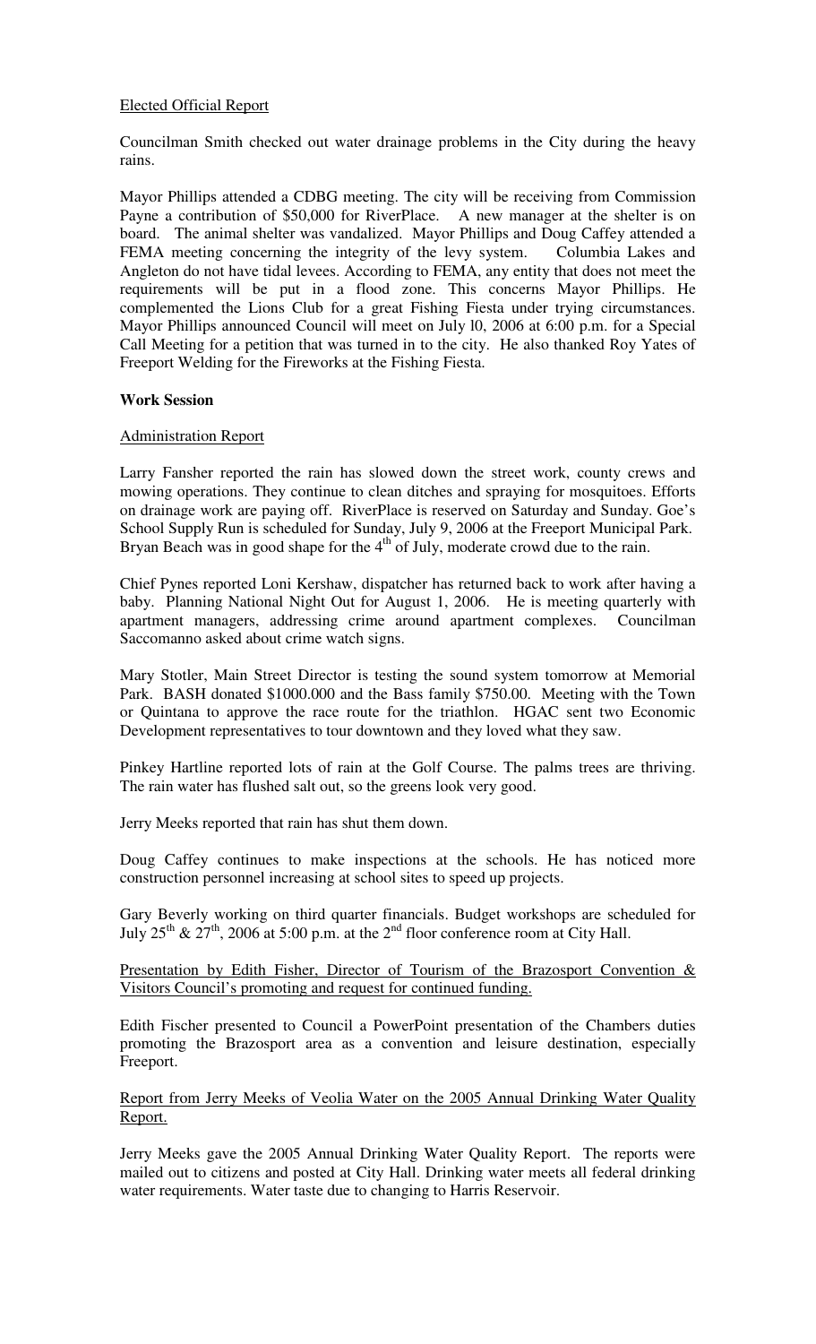Elected Official Report

Councilman Smith checked out water drainage problems in the City during the heavy rains.

Mayor Phillips attended a CDBG meeting. The city will be receiving from Commission Payne a contribution of $50,000 for RiverPlace. A new manager at the shelter is on board. The animal shelter was vandalized. Mayor Phillips and Doug Caffey attended a FEMA meeting concerning the integrity of the levy system. Columbia Lakes and Angleton do not have tidal levees. According to FEMA, any entity that does not meet the requirements will be put in a flood zone. This concerns Mayor Phillips. He complemented the Lions Club for a great Fishing Fiesta under trying circumstances. Mayor Phillips announced Council will meet on July l0, 2006 at 6:00 p.m. for a Special Call Meeting for a petition that was turned in to the city. He also thanked Roy Yates of Freeport Welding for the Fireworks at the Fishing Fiesta.

**Work Session**

Administration Report

Larry Fansher reported the rain has slowed down the street work, county crews and mowing operations. They continue to clean ditches and spraying for mosquitoes. Efforts on drainage work are paying off. RiverPlace is reserved on Saturday and Sunday. Goe's School Supply Run is scheduled for Sunday, July 9, 2006 at the Freeport Municipal Park. Bryan Beach was in good shape for the 4th of July, moderate crowd due to the rain.

Chief Pynes reported Loni Kershaw, dispatcher has returned back to work after having a baby. Planning National Night Out for August 1, 2006. He is meeting quarterly with apartment managers, addressing crime around apartment complexes. Councilman Saccomanno asked about crime watch signs.

Mary Stotler, Main Street Director is testing the sound system tomorrow at Memorial Park. BASH donated $1000.000 and the Bass family $750.00. Meeting with the Town or Quintana to approve the race route for the triathlon. HGAC sent two Economic Development representatives to tour downtown and they loved what they saw.

Pinkey Hartline reported lots of rain at the Golf Course. The palms trees are thriving. The rain water has flushed salt out, so the greens look very good.

Jerry Meeks reported that rain has shut them down.

Doug Caffey continues to make inspections at the schools. He has noticed more construction personnel increasing at school sites to speed up projects.

Gary Beverly working on third quarter financials. Budget workshops are scheduled for July 25th & 27th, 2006 at 5:00 p.m. at the 2nd floor conference room at City Hall.

Presentation by Edith Fisher, Director of Tourism of the Brazosport Convention & Visitors Council's promoting and request for continued funding.

Edith Fischer presented to Council a PowerPoint presentation of the Chambers duties promoting the Brazosport area as a convention and leisure destination, especially Freeport.

Report from Jerry Meeks of Veolia Water on the 2005 Annual Drinking Water Quality Report.

Jerry Meeks gave the 2005 Annual Drinking Water Quality Report. The reports were mailed out to citizens and posted at City Hall. Drinking water meets all federal drinking water requirements. Water taste due to changing to Harris Reservoir.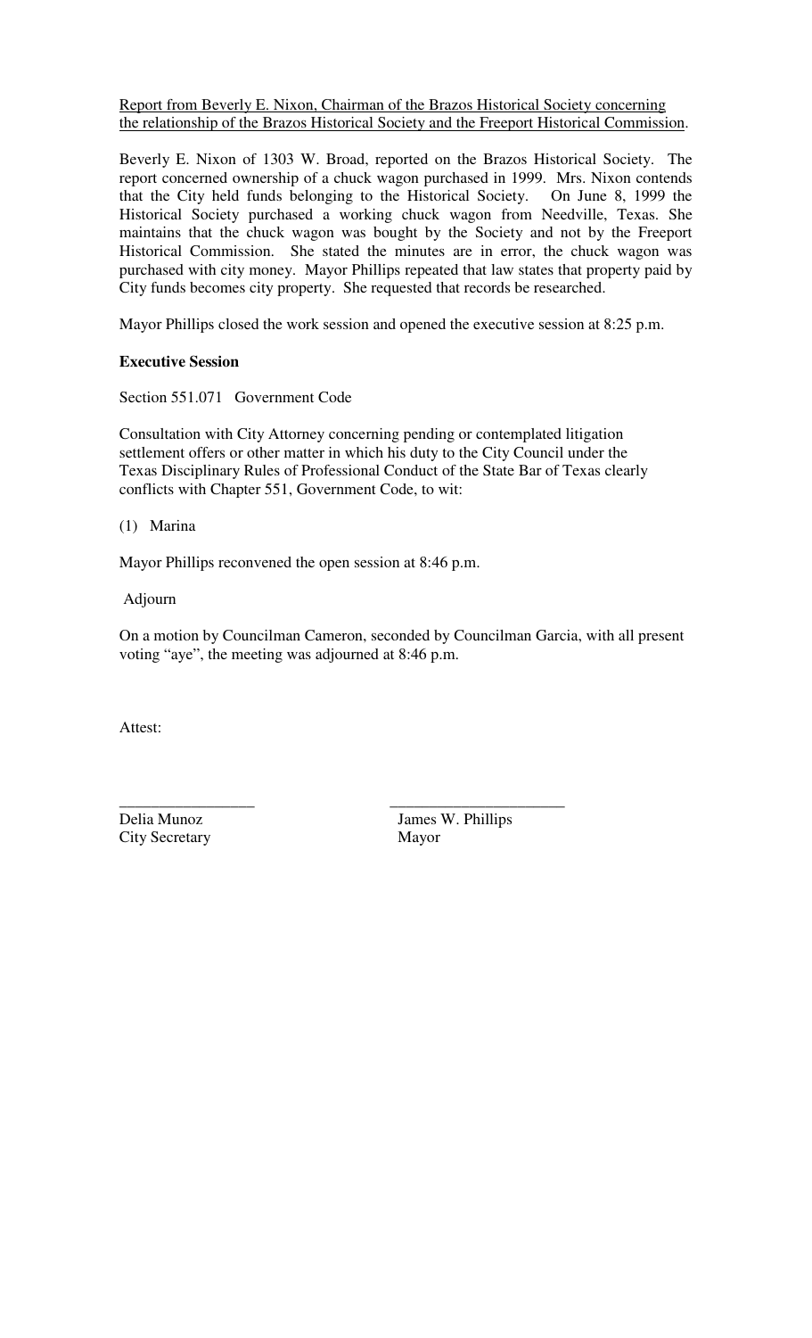Report from Beverly E. Nixon, Chairman of the Brazos Historical Society concerning the relationship of the Brazos Historical Society and the Freeport Historical Commission.

Beverly E. Nixon of 1303 W. Broad, reported on the Brazos Historical Society. The report concerned ownership of a chuck wagon purchased in 1999. Mrs. Nixon contends that the City held funds belonging to the Historical Society. On June 8, 1999 the Historical Society purchased a working chuck wagon from Needville, Texas. She maintains that the chuck wagon was bought by the Society and not by the Freeport Historical Commission. She stated the minutes are in error, the chuck wagon was purchased with city money. Mayor Phillips repeated that law states that property paid by City funds becomes city property. She requested that records be researched.

Mayor Phillips closed the work session and opened the executive session at 8:25 p.m.

**Executive Session**

Section 551.071 Government Code

Consultation with City Attorney concerning pending or contemplated litigation settlement offers or other matter in which his duty to the City Council under the Texas Disciplinary Rules of Professional Conduct of the State Bar of Texas clearly conflicts with Chapter 551, Government Code, to wit:

(1) Marina

Mayor Phillips reconvened the open session at 8:46 p.m.

Adjourn

On a motion by Councilman Cameron, seconded by Councilman Garcia, with all present voting "aye", the meeting was adjourned at 8:46 p.m.

Attest:

\_\_\_\_\_\_\_\_\_\_\_\_\_\_\_\_\_ \_\_\_\_\_\_\_\_\_\_\_\_\_\_\_\_\_\_\_\_\_\_

Delia Munoz
City Secretary

James W. Phillips
Mayor